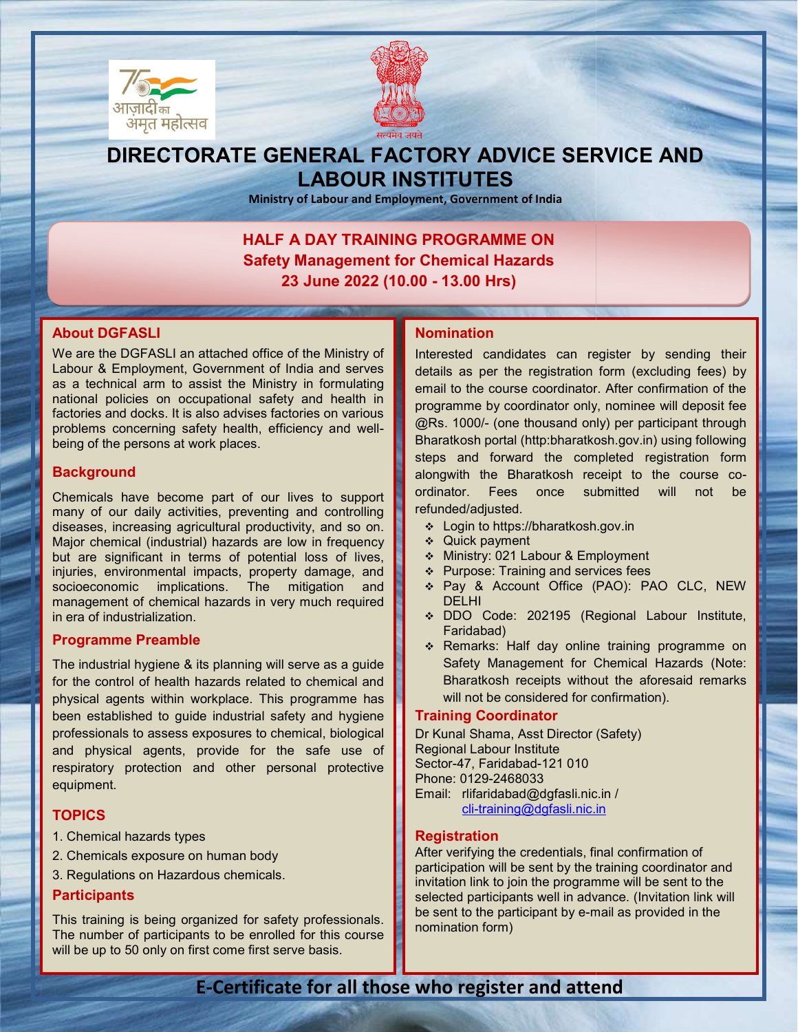# DIRECTORATE GENERAL FACTORY ADVICE SERVICE AND LABOUR INSTITUTES

**Ministry of Labour and Employment, Government of India**

## HALF A DAY TRAINING PROGRAMME ON
## Safety Management for Chemical Hazards
## 23 June 2022 (10.00 - 13.00 Hrs)

### About DGFASLI

We are the DGFASLI an attached office of the Ministry of Labour & Employment, Government of India and serves as a technical arm to assist the Ministry in formulating national policies on occupational safety and health in factories and docks. It is also advises factories on various problems concerning safety health, efficiency and well-being of the persons at work places.

### Background

Chemicals have become part of our lives to support many of our daily activities, preventing and controlling diseases, increasing agricultural productivity, and so on. Major chemical (industrial) hazards are low in frequency but are significant in terms of potential loss of lives, injuries, environmental impacts, property damage, and socioeconomic implications. The mitigation and management of chemical hazards in very much required in era of industrialization.

### Programme Preamble

The industrial hygiene & its planning will serve as a guide for the control of health hazards related to chemical and physical agents within workplace. This programme has been established to guide industrial safety and hygiene professionals to assess exposures to chemical, biological and physical agents, provide for the safe use of respiratory protection and other personal protective equipment.

### TOPICS

1. Chemical hazards types
2. Chemicals exposure on human body
3. Regulations on Hazardous chemicals.

### Participants

This training is being organized for safety professionals. The number of participants to be enrolled for this course will be up to 50 only on first come first serve basis.

### Nomination

Interested candidates can register by sending their details as per the registration form (excluding fees) by email to the course coordinator. After confirmation of the programme by coordinator only, nominee will deposit fee @Rs. 1000/- (one thousand only) per participant through Bharatkosh portal (http:bharatkosh.gov.in) using following steps and forward the completed registration form alongwith the Bharatkosh receipt to the course co-ordinator. Fees once submitted will not be refunded/adjusted.

- Login to https://bharatkosh.gov.in
- Quick payment
- Ministry: 021 Labour & Employment
- Purpose: Training and services fees
- Pay & Account Office (PAO): PAO CLC, NEW DELHI
- DDO Code: 202195 (Regional Labour Institute, Faridabad)
- Remarks: Half day online training programme on Safety Management for Chemical Hazards (Note: Bharatkosh receipts without the aforesaid remarks will not be considered for confirmation).

### Training Coordinator

Dr Kunal Shama, Asst Director (Safety)
Regional Labour Institute
Sector-47, Faridabad-121 010
Phone: 0129-2468033
Email: rlifaridabad@dgfasli.nic.in / cli-training@dgfasli.nic.in

### Registration

After verifying the credentials, final confirmation of participation will be sent by the training coordinator and invitation link to join the programme will be sent to the selected participants well in advance. (Invitation link will be sent to the participant by e-mail as provided in the nomination form)

**E-Certificate for all those who register and attend**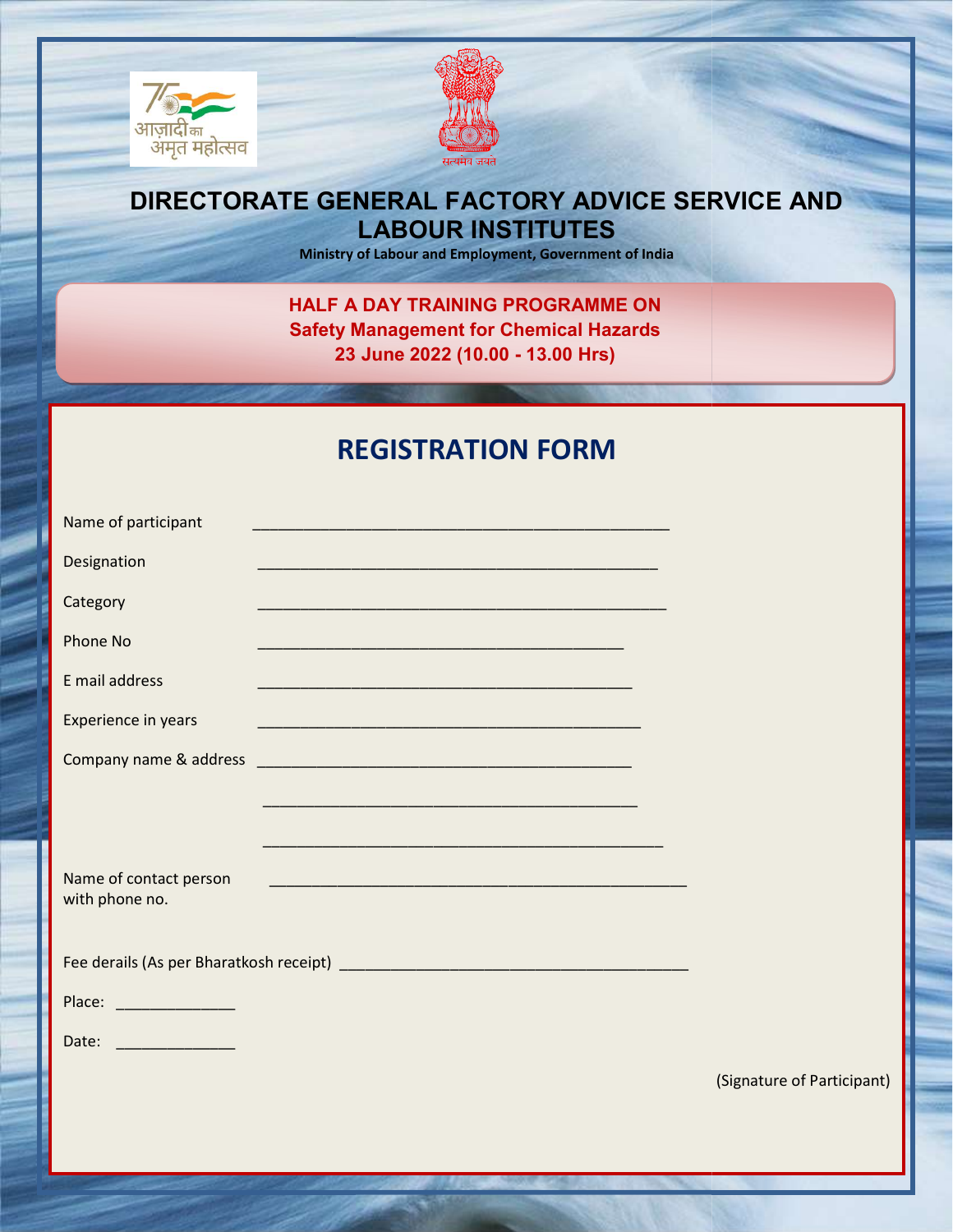# DIRECTORATE GENERAL FACTORY ADVICE SERVICE AND LABOUR INSTITUTES

**Ministry of Labour and Employment, Government of India**

**HALF A DAY TRAINING PROGRAMME ON**
**Safety Management for Chemical Hazards**
**23 June 2022 (10.00 - 13.00 Hrs)**

## REGISTRATION FORM

Name of participant ______________________________________________

Designation ______________________________________________

Category ______________________________________________

Phone No ________________________________________

E mail address _________________________________________

Experience in years ___________________________________________

Company name & address _________________________________________

_________________________________________

_____________________________________________

Name of contact person with phone no. ______________________________________________

Fee derails (As per Bharatkosh receipt) _______________________________________

Place: _____________

Date: _____________

(Signature of Participant)